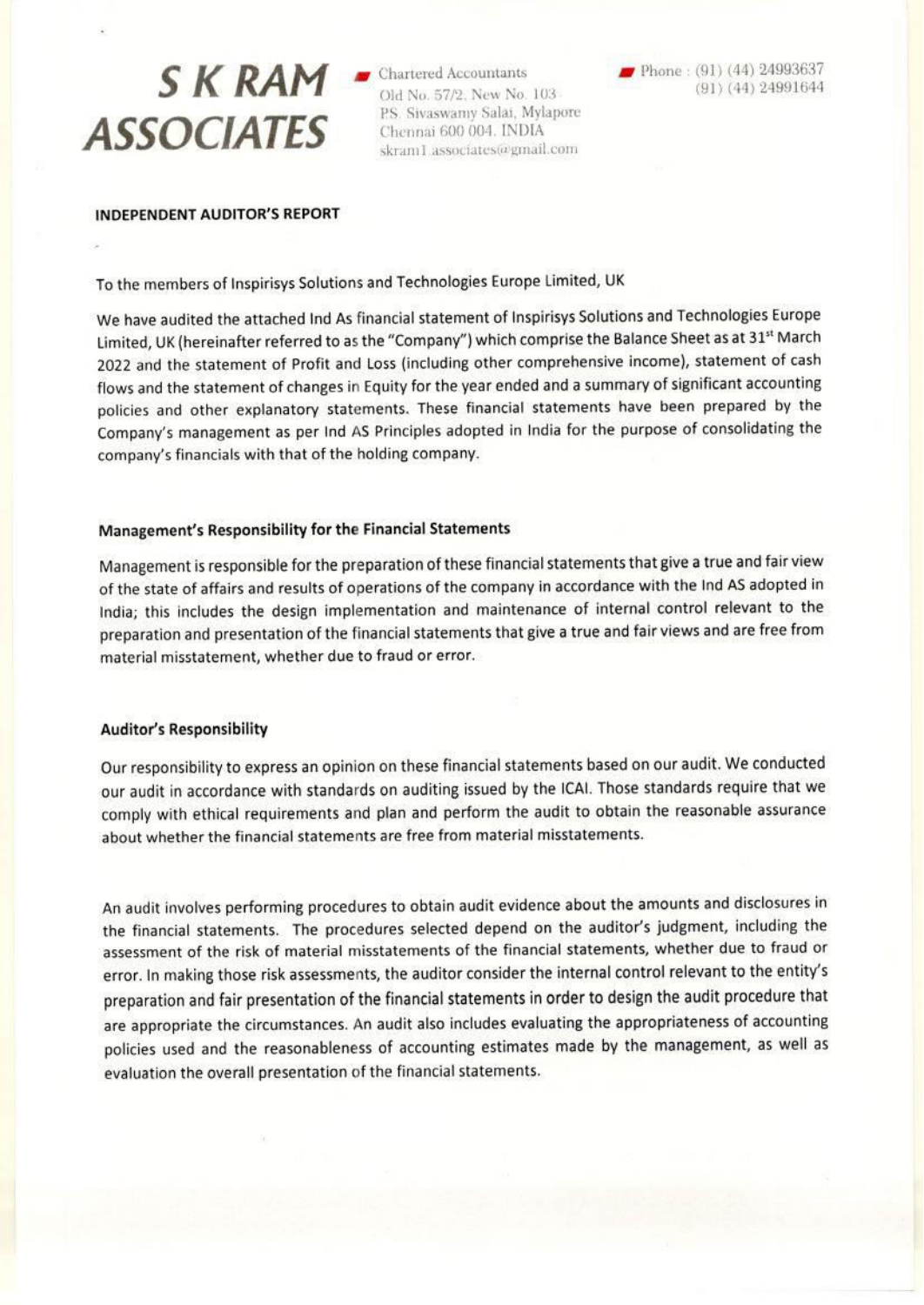# S K RAM ASSOCIATES

Chartered Accountants
Old No. 57/2, New No. 103
P.S. Sivaswamy Salai, Mylapore
Chennai 600 004. INDIA
skram1.associates@gmail.com

Phone : (91) (44) 24993637
(91) (44) 24991644

**INDEPENDENT AUDITOR'S REPORT**

To the members of Inspirisys Solutions and Technologies Europe Limited, UK

We have audited the attached Ind As financial statement of Inspirisys Solutions and Technologies Europe Limited, UK (hereinafter referred to as the "Company") which comprise the Balance Sheet as at 31st March 2022 and the statement of Profit and Loss (including other comprehensive income), statement of cash flows and the statement of changes in Equity for the year ended and a summary of significant accounting policies and other explanatory statements. These financial statements have been prepared by the Company's management as per Ind AS Principles adopted in India for the purpose of consolidating the company's financials with that of the holding company.

**Management's Responsibility for the Financial Statements**

Management is responsible for the preparation of these financial statements that give a true and fair view of the state of affairs and results of operations of the company in accordance with the Ind AS adopted in India; this includes the design implementation and maintenance of internal control relevant to the preparation and presentation of the financial statements that give a true and fair views and are free from material misstatement, whether due to fraud or error.

**Auditor's Responsibility**

Our responsibility to express an opinion on these financial statements based on our audit. We conducted our audit in accordance with standards on auditing issued by the ICAI. Those standards require that we comply with ethical requirements and plan and perform the audit to obtain the reasonable assurance about whether the financial statements are free from material misstatements.

An audit involves performing procedures to obtain audit evidence about the amounts and disclosures in the financial statements. The procedures selected depend on the auditor's judgment, including the assessment of the risk of material misstatements of the financial statements, whether due to fraud or error. In making those risk assessments, the auditor consider the internal control relevant to the entity's preparation and fair presentation of the financial statements in order to design the audit procedure that are appropriate the circumstances. An audit also includes evaluating the appropriateness of accounting policies used and the reasonableness of accounting estimates made by the management, as well as evaluation the overall presentation of the financial statements.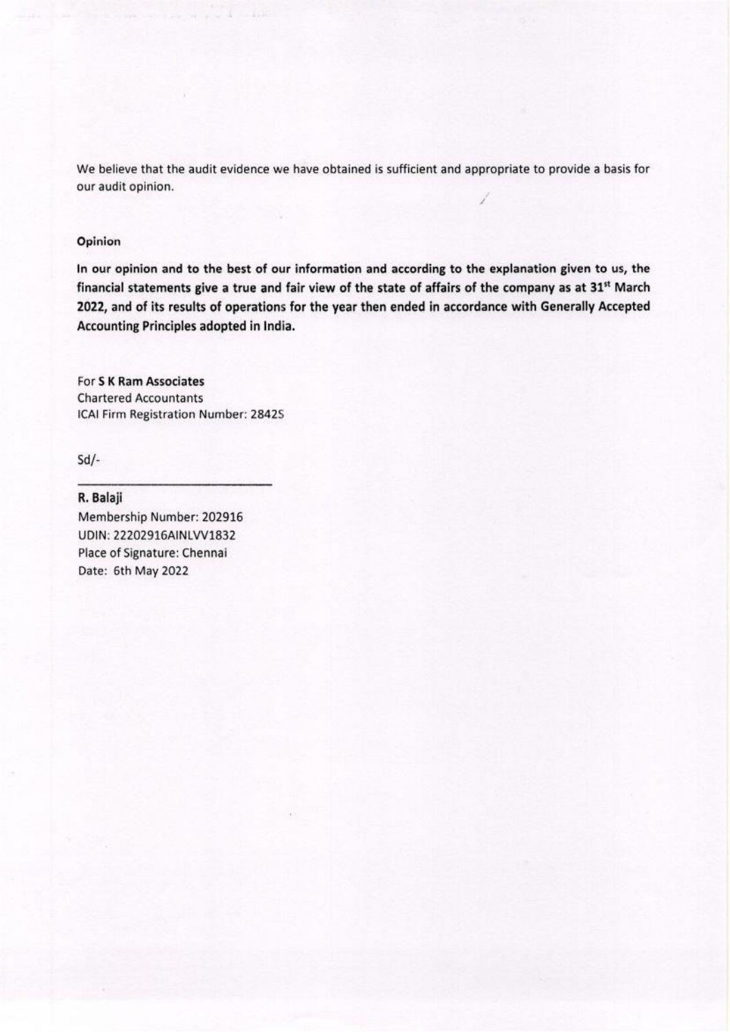We believe that the audit evidence we have obtained is sufficient and appropriate to provide a basis for our audit opinion.

**Opinion**

**In our opinion and to the best of our information and according to the explanation given to us, the financial statements give a true and fair view of the state of affairs of the company as at 31st March 2022, and of its results of operations for the year then ended in accordance with Generally Accepted Accounting Principles adopted in India.**

For **S K Ram Associates**
Chartered Accountants
ICAI Firm Registration Number: 2842S

Sd/-

**R. Balaji**
Membership Number: 202916
UDIN: 22202916AINLVV1832
Place of Signature: Chennai
Date: 6th May 2022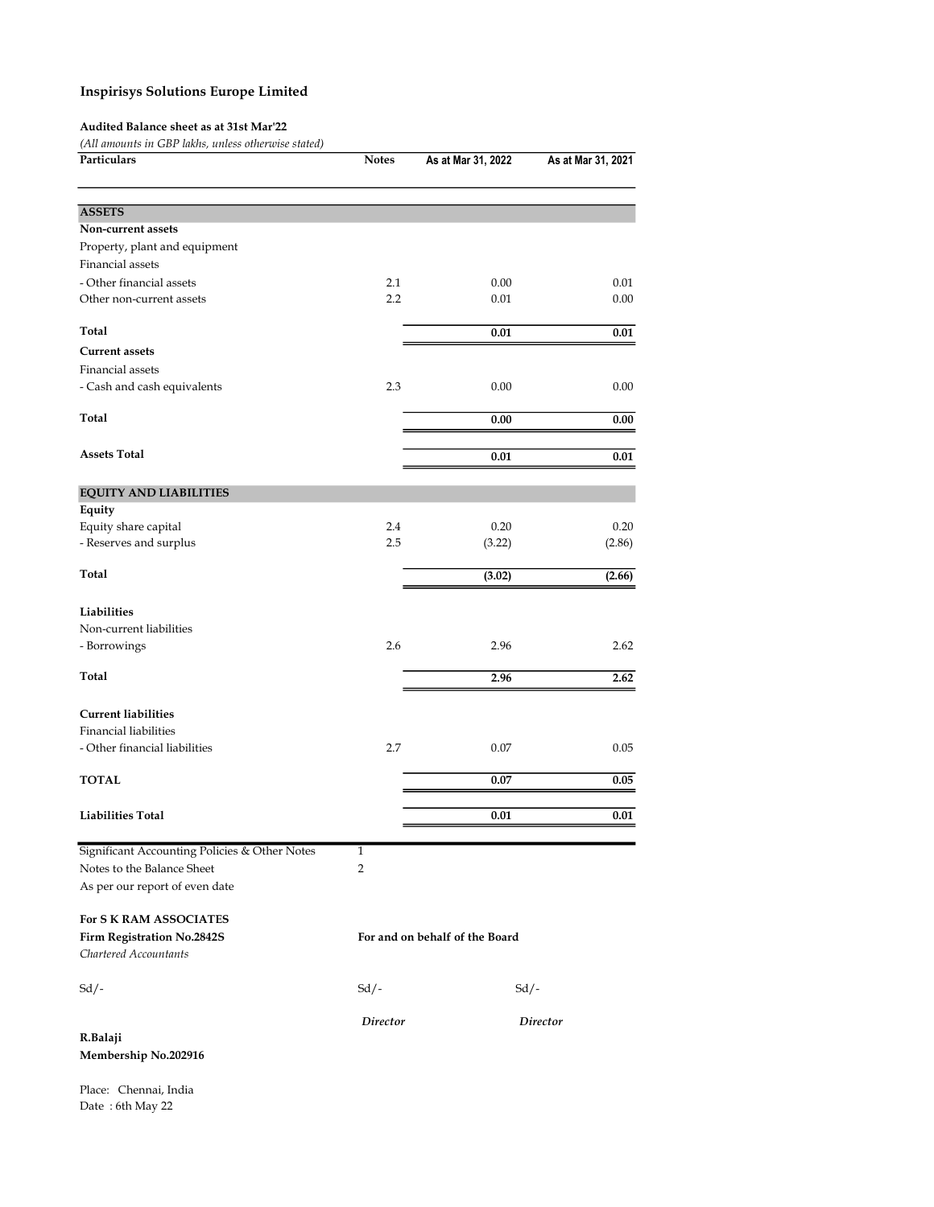# Inspirisys Solutions Europe Limited

**Audited Balance sheet as at 31st Mar'22**

*(All amounts in GBP lakhs, unless otherwise stated)*

| Particulars | Notes | As at Mar 31, 2022 | As at Mar 31, 2021 |
|---|---|---|---|
| **ASSETS** | | | |
| **Non-current assets** | | | |
| Property, plant and equipment | | | |
| Financial assets | | | |
| - Other financial assets | 2.1 | 0.00 | 0.01 |
| Other non-current assets | 2.2 | 0.01 | 0.00 |
| **Total** | | **0.01** | **0.01** |
| **Current assets** | | | |
| Financial assets | | | |
| - Cash and cash equivalents | 2.3 | 0.00 | 0.00 |
| **Total** | | **0.00** | **0.00** |
| **Assets Total** | | **0.01** | **0.01** |
| **EQUITY AND LIABILITIES** | | | |
| **Equity** | | | |
| Equity share capital | 2.4 | 0.20 | 0.20 |
| - Reserves and surplus | 2.5 | (3.22) | (2.86) |
| **Total** | | **(3.02)** | **(2.66)** |
| **Liabilities** | | | |
| Non-current liabilities | | | |
| - Borrowings | 2.6 | 2.96 | 2.62 |
| **Total** | | **2.96** | **2.62** |
| **Current liabilities** | | | |
| Financial liabilities | | | |
| - Other financial liabilities | 2.7 | 0.07 | 0.05 |
| **TOTAL** | | **0.07** | **0.05** |
| **Liabilities Total** | | **0.01** | **0.01** |

Significant Accounting Policies & Other Notes 1

Notes to the Balance Sheet 2

As per our report of even date

**For S K RAM ASSOCIATES**

**Firm Registration No.2842S**

*Chartered Accountants*

**For and on behalf of the Board**

Sd/-

Sd/- *Director*

Sd/- *Director*

**R.Balaji**

**Membership No.202916**

Place: Chennai, India

Date : 6th May 22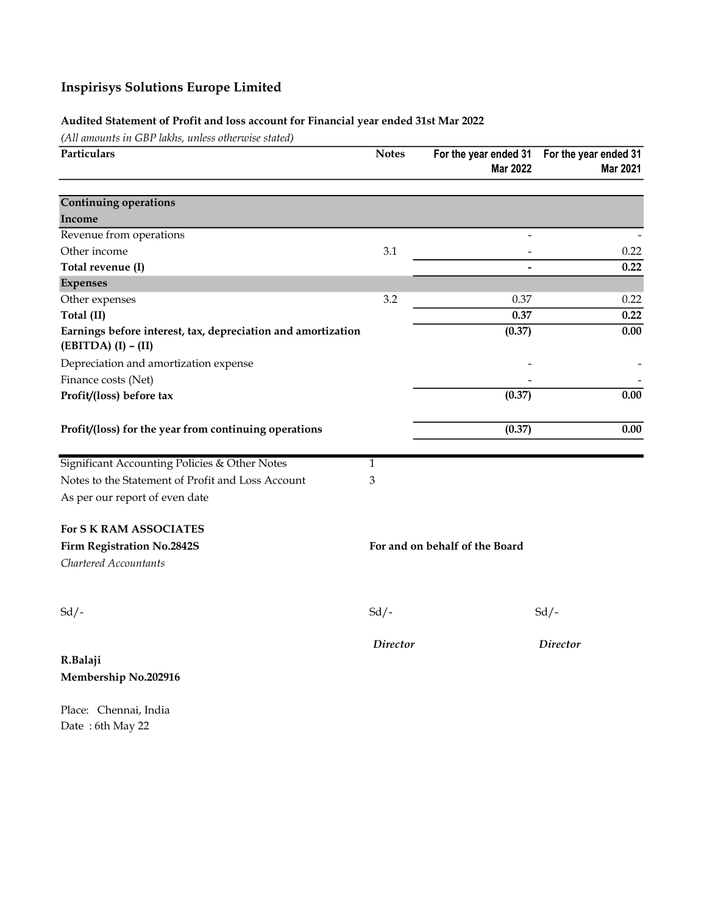## Inspirisys Solutions Europe Limited

### Audited Statement of Profit and loss account for Financial year ended 31st Mar 2022

*(All amounts in GBP lakhs, unless otherwise stated)*

| Particulars | Notes | For the year ended 31 Mar 2022 | For the year ended 31 Mar 2021 |
|---|---|---|---|
| **Continuing operations** | | | |
| **Income** | | | |
| Revenue from operations | | - | - |
| Other income | 3.1 | - | 0.22 |
| **Total revenue (I)** | | **-** | **0.22** |
| **Expenses** | | | |
| Other expenses | 3.2 | 0.37 | 0.22 |
| **Total (II)** | | **0.37** | **0.22** |
| **Earnings before interest, tax, depreciation and amortization (EBITDA) (I) – (II)** | | **(0.37)** | **0.00** |
| Depreciation and amortization expense | | - | - |
| Finance costs (Net) | | - | - |
| **Profit/(loss) before tax** | | **(0.37)** | **0.00** |
| **Profit/(loss) for the year from continuing operations** | | **(0.37)** | **0.00** |

| | |
|---|---|
| Significant Accounting Policies & Other Notes | 1 |
| Notes to the Statement of Profit and Loss Account | 3 |

As per our report of even date

**For S K RAM ASSOCIATES**
**Firm Registration No.2842S**
*Chartered Accountants*

**For and on behalf of the Board**

Sd/-

Sd/-
*Director*

Sd/-
*Director*

**R.Balaji**
**Membership No.202916**

Place: Chennai, India
Date : 6th May 22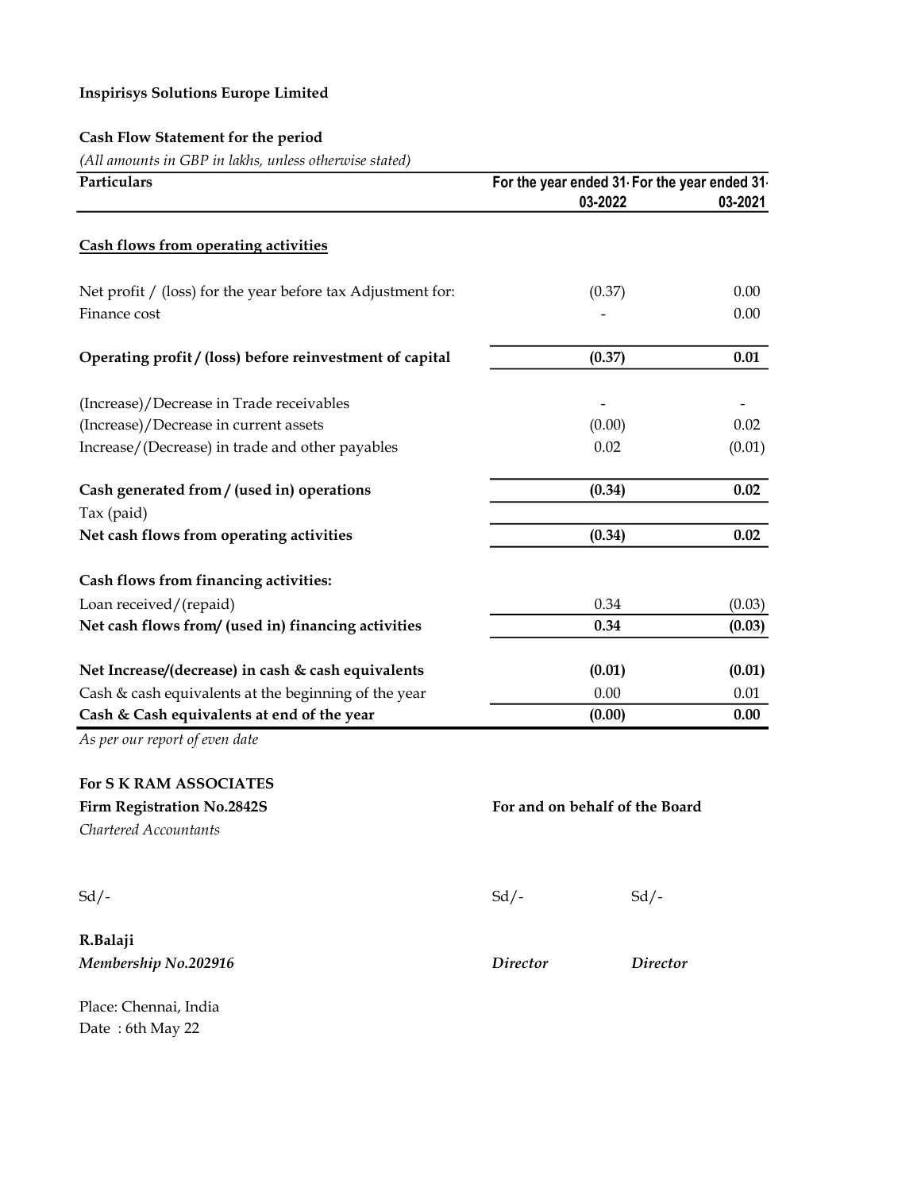**Inspirisys Solutions Europe Limited**

**Cash Flow Statement for the period**

*(All amounts in GBP in lakhs, unless otherwise stated)*

| Particulars | For the year ended 31-03-2022 | For the year ended 31-03-2021 |
|---|---|---|
| **Cash flows from operating activities** | | |
| Net profit / (loss) for the year before tax Adjustment for: | (0.37) | 0.00 |
| Finance cost | - | 0.00 |
| **Operating profit / (loss) before reinvestment of capital** | **(0.37)** | **0.01** |
| (Increase)/Decrease in Trade receivables | - | - |
| (Increase)/Decrease in current assets | (0.00) | 0.02 |
| Increase/(Decrease) in trade and other payables | 0.02 | (0.01) |
| **Cash generated from / (used in) operations** | **(0.34)** | **0.02** |
| Tax (paid) | | |
| **Net cash flows from operating activities** | **(0.34)** | **0.02** |
| **Cash flows from financing activities:** | | |
| Loan received/(repaid) | 0.34 | (0.03) |
| **Net cash flows from/ (used in) financing activities** | **0.34** | **(0.03)** |
| **Net Increase/(decrease) in cash & cash equivalents** | **(0.01)** | **(0.01)** |
| Cash & cash equivalents at the beginning of the year | 0.00 | 0.01 |
| **Cash & Cash equivalents at end of the year** | **(0.00)** | **0.00** |

*As per our report of even date*

**For S K RAM ASSOCIATES**
**Firm Registration No.2842S**
*Chartered Accountants*

Sd/-

**R.Balaji**
***Membership No.202916***

Place: Chennai, India
Date : 6th May 22

**For and on behalf of the Board**

Sd/- Sd/-

***Director*** ***Director***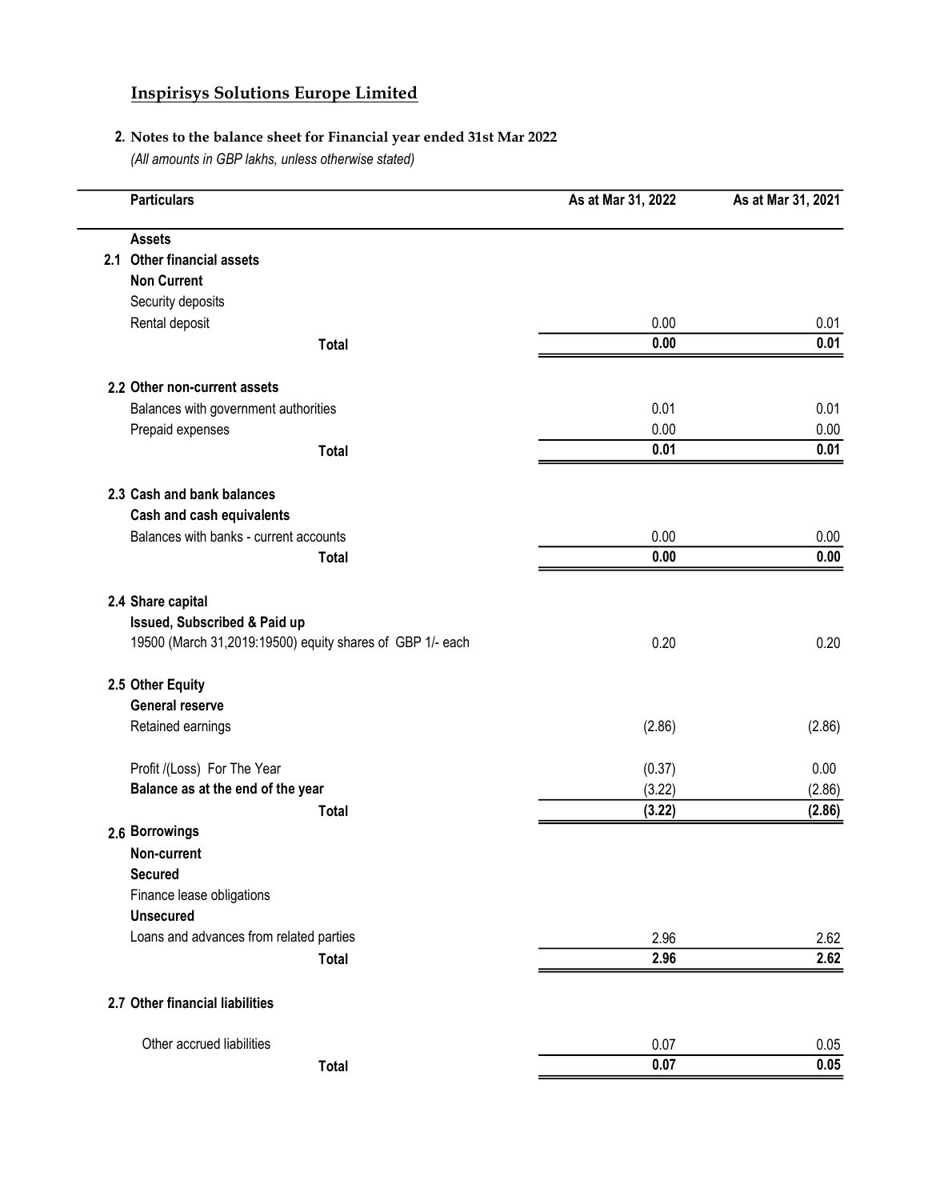## Inspirisys Solutions Europe Limited

**2. Notes to the balance sheet for Financial year ended 31st Mar 2022**

*(All amounts in GBP lakhs, unless otherwise stated)*

| | Particulars | As at Mar 31, 2022 | As at Mar 31, 2021 |
|---|---|---|---|
| | **Assets** | | |
| 2.1 | **Other financial assets** | | |
| | **Non Current** | | |
| | Security deposits | | |
| | Rental deposit | 0.00 | 0.01 |
| | **Total** | **0.00** | **0.01** |
| 2.2 | **Other non-current assets** | | |
| | Balances with government authorities | 0.01 | 0.01 |
| | Prepaid expenses | 0.00 | 0.00 |
| | **Total** | **0.01** | **0.01** |
| 2.3 | **Cash and bank balances** | | |
| | **Cash and cash equivalents** | | |
| | Balances with banks - current accounts | 0.00 | 0.00 |
| | **Total** | **0.00** | **0.00** |
| 2.4 | **Share capital** | | |
| | **Issued, Subscribed & Paid up** | | |
| | 19500 (March 31,2019:19500) equity shares of GBP 1/- each | 0.20 | 0.20 |
| 2.5 | **Other Equity** | | |
| | **General reserve** | | |
| | Retained earnings | (2.86) | (2.86) |
| | Profit /(Loss) For The Year | (0.37) | 0.00 |
| | **Balance as at the end of the year** | (3.22) | (2.86) |
| | **Total** | **(3.22)** | **(2.86)** |
| 2.6 | **Borrowings** | | |
| | **Non-current** | | |
| | **Secured** | | |
| | Finance lease obligations | | |
| | **Unsecured** | | |
| | Loans and advances from related parties | 2.96 | 2.62 |
| | **Total** | **2.96** | **2.62** |
| 2.7 | **Other financial liabilities** | | |
| | Other accrued liabilities | 0.07 | 0.05 |
| | **Total** | **0.07** | **0.05** |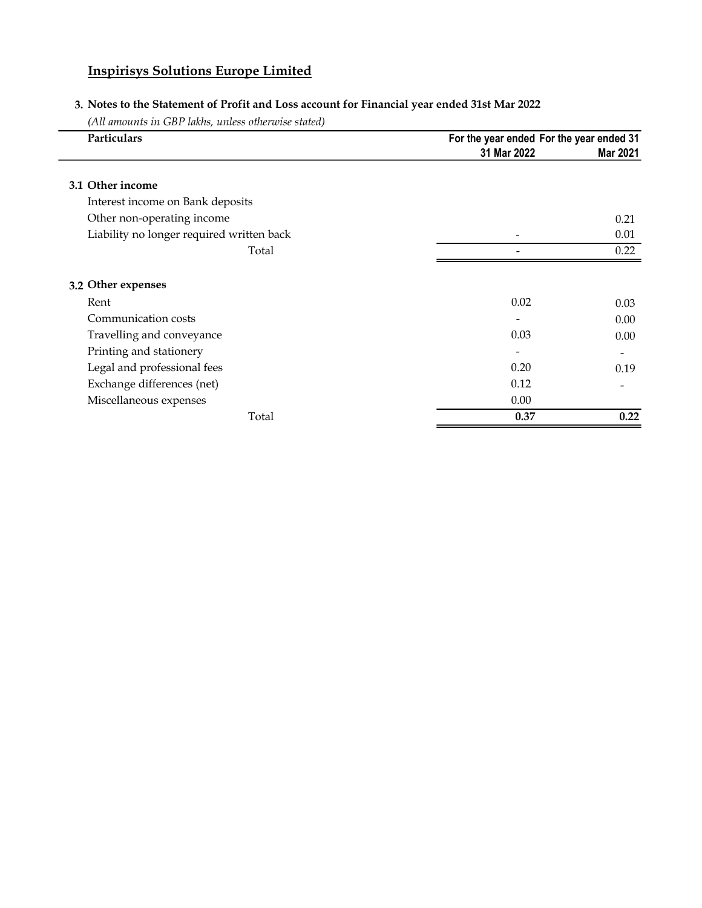## Inspirisys Solutions Europe Limited

### 3. Notes to the Statement of Profit and Loss account for Financial year ended 31st Mar 2022

*(All amounts in GBP lakhs, unless otherwise stated)*

| Particulars | For the year ended 31 Mar 2022 | For the year ended 31 Mar 2021 |
|---|---|---|
| **3.1 Other income** | | |
| Interest income on Bank deposits | | |
| Other non-operating income | | 0.21 |
| Liability no longer required written back | - | 0.01 |
| Total | - | 0.22 |
| **3.2 Other expenses** | | |
| Rent | 0.02 | 0.03 |
| Communication costs | - | 0.00 |
| Travelling and conveyance | 0.03 | 0.00 |
| Printing and stationery | - | - |
| Legal and professional fees | 0.20 | 0.19 |
| Exchange differences (net) | 0.12 | - |
| Miscellaneous expenses | 0.00 | |
| Total | **0.37** | **0.22** |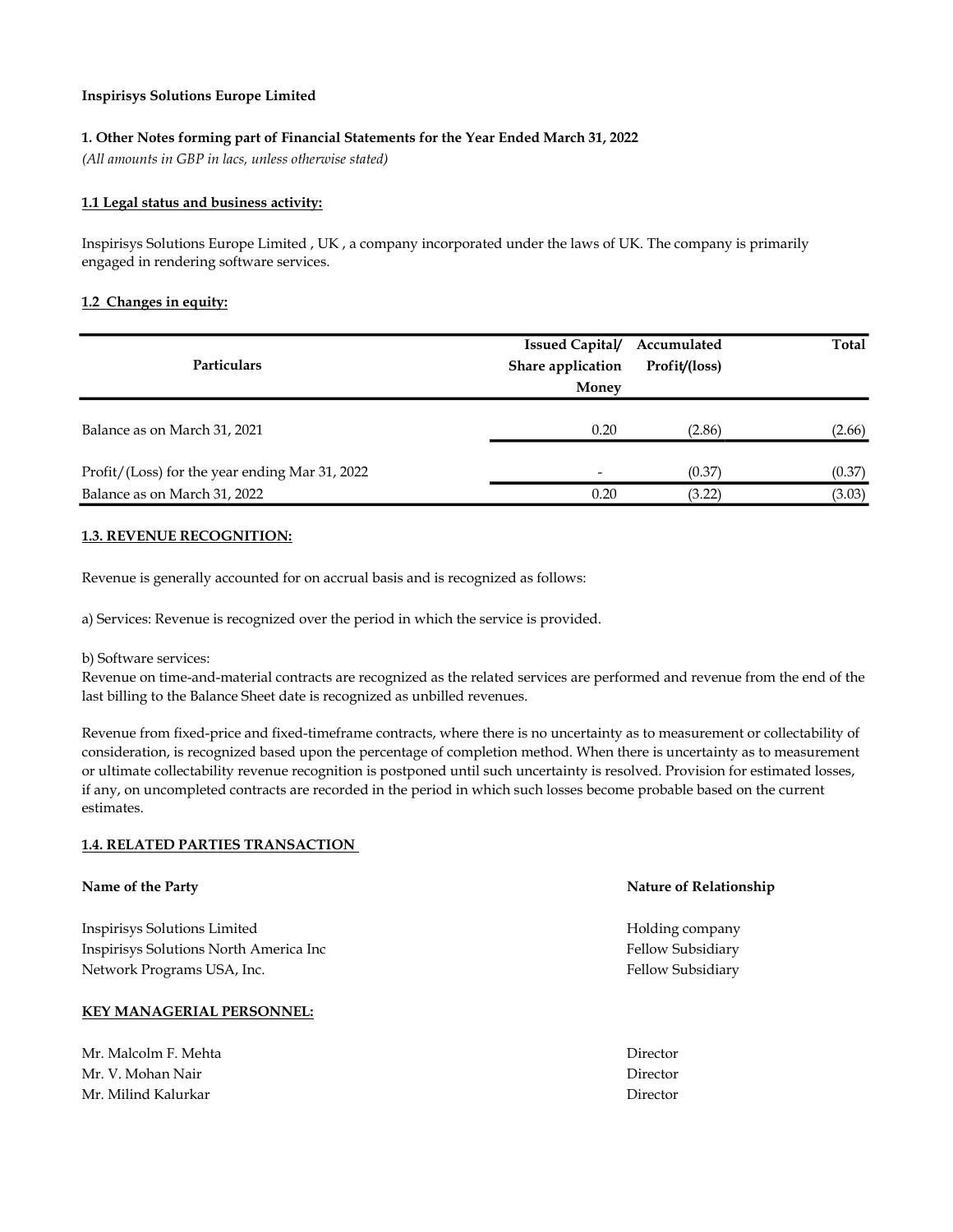**Inspirisys Solutions Europe Limited**

**1. Other Notes forming part of Financial Statements for the Year Ended March 31, 2022**

*(All amounts in GBP in lacs, unless otherwise stated)*

**1.1 Legal status and business activity:**

Inspirisys Solutions Europe Limited , UK , a company incorporated under the laws of UK. The company is primarily engaged in rendering software services.

**1.2 Changes in equity:**

| Particulars | Issued Capital/ Share application Money | Accumulated Profit/(loss) | Total |
|---|---|---|---|
| Balance as on March 31, 2021 | 0.20 | (2.86) | (2.66) |
| Profit/(Loss) for the year ending Mar 31, 2022 | - | (0.37) | (0.37) |
| Balance as on March 31, 2022 | 0.20 | (3.22) | (3.03) |

**1.3. REVENUE RECOGNITION:**

Revenue is generally accounted for on accrual basis and is recognized as follows:

a) Services: Revenue is recognized over the period in which the service is provided.

b) Software services:
Revenue on time-and-material contracts are recognized as the related services are performed and revenue from the end of the last billing to the Balance Sheet date is recognized as unbilled revenues.

Revenue from fixed-price and fixed-timeframe contracts, where there is no uncertainty as to measurement or collectability of consideration, is recognized based upon the percentage of completion method. When there is uncertainty as to measurement or ultimate collectability revenue recognition is postponed until such uncertainty is resolved. Provision for estimated losses, if any, on uncompleted contracts are recorded in the period in which such losses become probable based on the current estimates.

**1.4. RELATED PARTIES TRANSACTION**

| Name of the Party | Nature of Relationship |
|---|---|
| Inspirisys Solutions Limited | Holding company |
| Inspirisys Solutions North America Inc | Fellow Subsidiary |
| Network Programs USA, Inc. | Fellow Subsidiary |

**KEY MANAGERIAL PERSONNEL:**

| | |
|---|---|
| Mr. Malcolm F. Mehta | Director |
| Mr. V. Mohan Nair | Director |
| Mr. Milind Kalurkar | Director |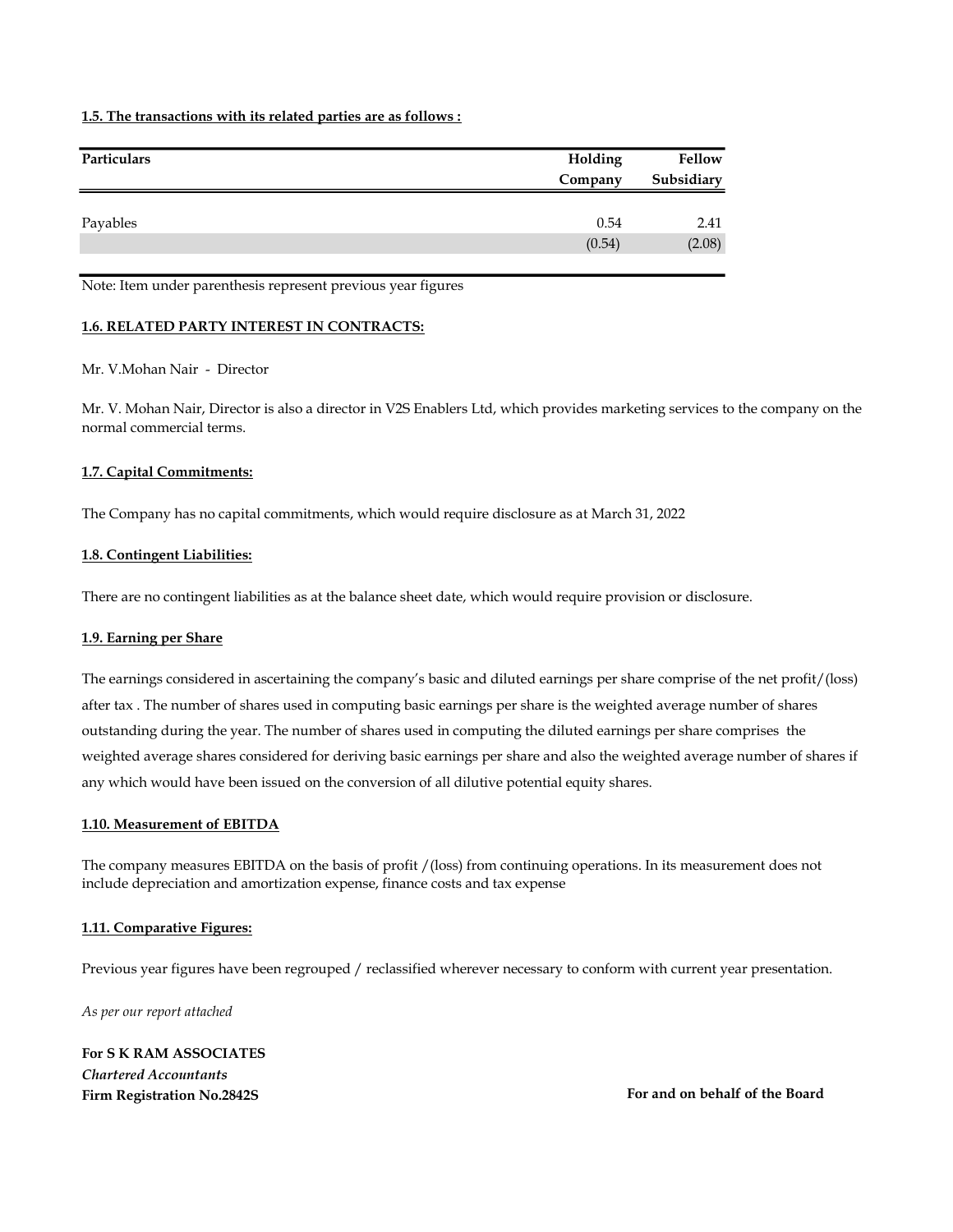**1.5. The transactions with its related parties are as follows :**

| Particulars | Holding Company | Fellow Subsidiary |
|---|---|---|
| Payables | 0.54 | 2.41 |
| | (0.54) | (2.08) |

Note: Item under parenthesis represent previous year figures

**1.6. RELATED PARTY INTEREST IN CONTRACTS:**

Mr. V.Mohan Nair - Director

Mr. V. Mohan Nair, Director is also a director in V2S Enablers Ltd, which provides marketing services to the company on the normal commercial terms.

**1.7. Capital Commitments:**

The Company has no capital commitments, which would require disclosure as at March 31, 2022

**1.8. Contingent Liabilities:**

There are no contingent liabilities as at the balance sheet date, which would require provision or disclosure.

**1.9. Earning per Share**

The earnings considered in ascertaining the company's basic and diluted earnings per share comprise of the net profit/(loss) after tax . The number of shares used in computing basic earnings per share is the weighted average number of shares outstanding during the year. The number of shares used in computing the diluted earnings per share comprises the weighted average shares considered for deriving basic earnings per share and also the weighted average number of shares if any which would have been issued on the conversion of all dilutive potential equity shares.

**1.10. Measurement of EBITDA**

The company measures EBITDA on the basis of profit /(loss) from continuing operations. In its measurement does not include depreciation and amortization expense, finance costs and tax expense

**1.11. Comparative Figures:**

Previous year figures have been regrouped / reclassified wherever necessary to conform with current year presentation.

*As per our report attached*

**For S K RAM ASSOCIATES**
***Chartered Accountants***
**Firm Registration No.2842S**

**For and on behalf of the Board**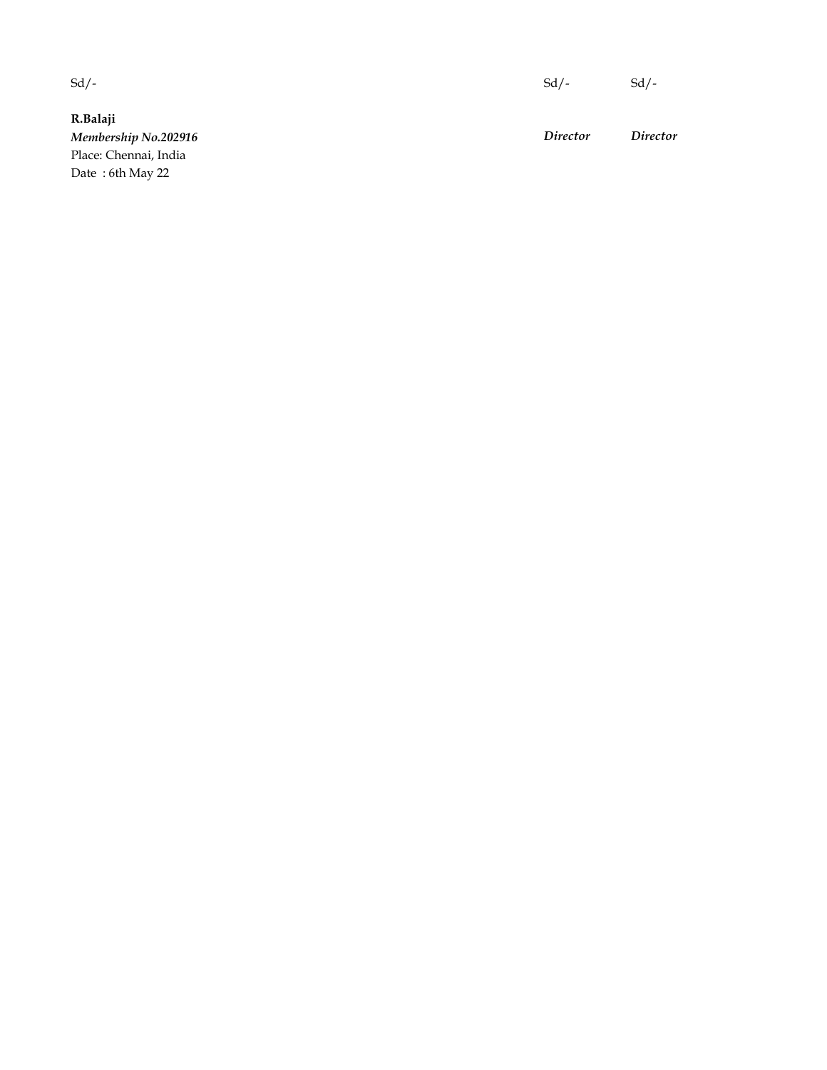| | | |
|---|---|---|
| Sd/- | Sd/- | Sd/- |
| **R.Balaji** | | |
| ***Membership No.202916*** | ***Director*** | ***Director*** |
| Place: Chennai, India | | |
| Date : 6th May 22 | | |